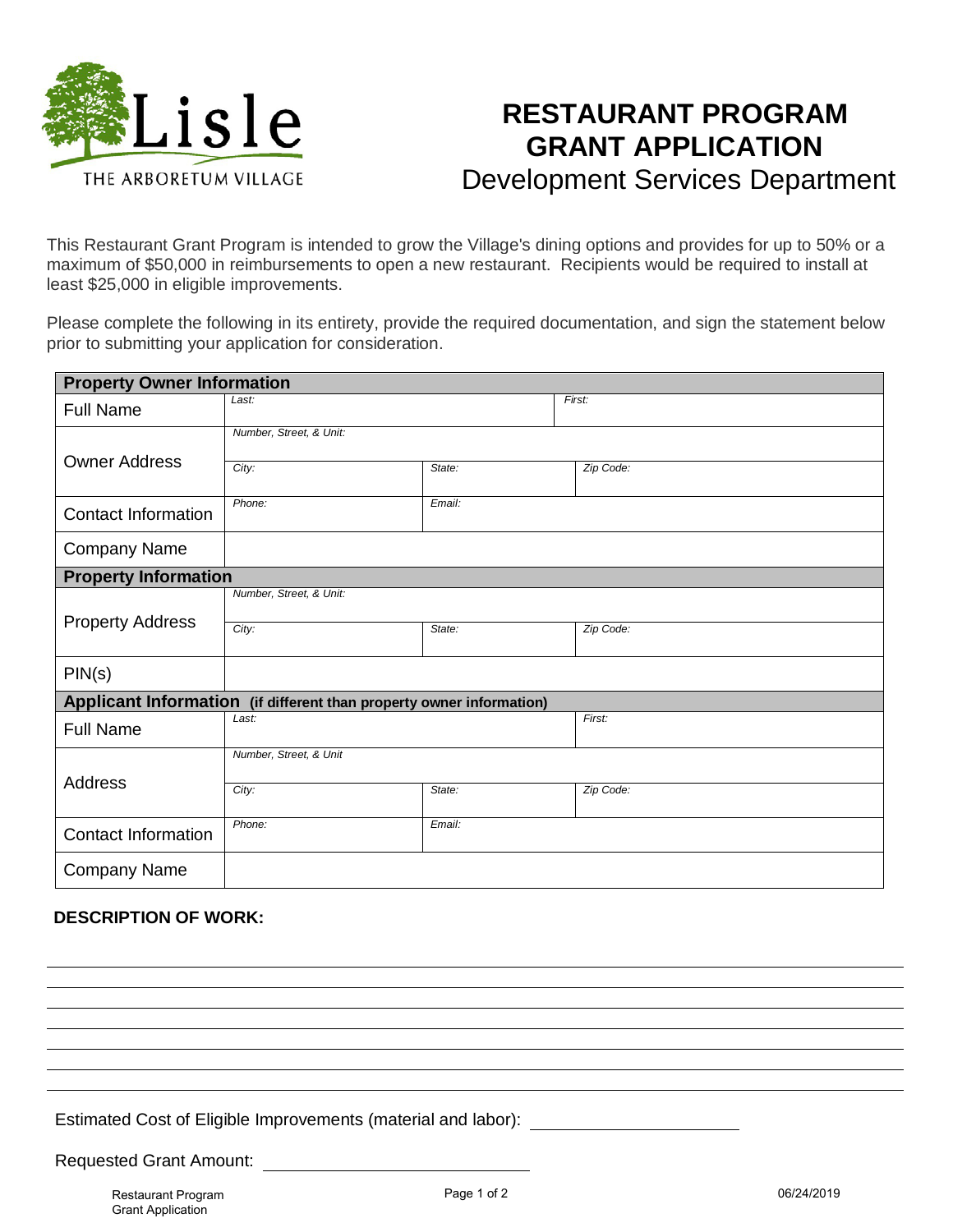Lisle

THE ARBORETUM VILLAGE

# RESTAURANT PROGRAM GRANT APPLICATION

## Development Services Department

This Restaurant Grant Program is intended to grow the Village's dining options and provides for up to 50% or a maximum of $50,000 in reimbursements to open a new restaurant. Recipients would be required to install at least $25,000 in eligible improvements.

Please complete the following in its entirety, provide the required documentation, and sign the statement below prior to submitting your application for consideration.

| **Property Owner Information** | | | |
|---|---|---|---|
| Full Name | *Last:* | | *First:* |
| Owner Address | *Number, Street, & Unit:* | | |
| | *City:* | *State:* | *Zip Code:* |
| Contact Information | *Phone:* | *Email:* | |
| Company Name | | | |
| **Property Information** | | | |
| Property Address | *Number, Street, & Unit:* | | |
| | *City:* | *State:* | *Zip Code:* |
| PIN(s) | | | |
| **Applicant Information (if different than property owner information)** | | | |
| Full Name | *Last:* | | *First:* |
| Address | *Number, Street, & Unit* | | |
| | *City:* | *State:* | *Zip Code:* |
| Contact Information | *Phone:* | *Email:* | |
| Company Name | | | |

**DESCRIPTION OF WORK:**

\_\_\_\_\_\_\_\_\_\_\_\_\_\_\_\_\_\_\_\_\_\_\_\_\_\_\_\_\_\_\_\_\_\_\_\_\_\_\_\_\_\_\_\_\_\_\_\_\_\_\_\_\_\_\_\_\_\_\_\_\_\_\_\_\_\_\_\_\_\_\_\_

\_\_\_\_\_\_\_\_\_\_\_\_\_\_\_\_\_\_\_\_\_\_\_\_\_\_\_\_\_\_\_\_\_\_\_\_\_\_\_\_\_\_\_\_\_\_\_\_\_\_\_\_\_\_\_\_\_\_\_\_\_\_\_\_\_\_\_\_\_\_\_\_

\_\_\_\_\_\_\_\_\_\_\_\_\_\_\_\_\_\_\_\_\_\_\_\_\_\_\_\_\_\_\_\_\_\_\_\_\_\_\_\_\_\_\_\_\_\_\_\_\_\_\_\_\_\_\_\_\_\_\_\_\_\_\_\_\_\_\_\_\_\_\_\_

\_\_\_\_\_\_\_\_\_\_\_\_\_\_\_\_\_\_\_\_\_\_\_\_\_\_\_\_\_\_\_\_\_\_\_\_\_\_\_\_\_\_\_\_\_\_\_\_\_\_\_\_\_\_\_\_\_\_\_\_\_\_\_\_\_\_\_\_\_\_\_\_

\_\_\_\_\_\_\_\_\_\_\_\_\_\_\_\_\_\_\_\_\_\_\_\_\_\_\_\_\_\_\_\_\_\_\_\_\_\_\_\_\_\_\_\_\_\_\_\_\_\_\_\_\_\_\_\_\_\_\_\_\_\_\_\_\_\_\_\_\_\_\_\_

\_\_\_\_\_\_\_\_\_\_\_\_\_\_\_\_\_\_\_\_\_\_\_\_\_\_\_\_\_\_\_\_\_\_\_\_\_\_\_\_\_\_\_\_\_\_\_\_\_\_\_\_\_\_\_\_\_\_\_\_\_\_\_\_\_\_\_\_\_\_\_\_

\_\_\_\_\_\_\_\_\_\_\_\_\_\_\_\_\_\_\_\_\_\_\_\_\_\_\_\_\_\_\_\_\_\_\_\_\_\_\_\_\_\_\_\_\_\_\_\_\_\_\_\_\_\_\_\_\_\_\_\_\_\_\_\_\_\_\_\_\_\_\_\_

Estimated Cost of Eligible Improvements (material and labor): \_\_\_\_\_\_\_\_\_\_\_\_\_\_\_\_\_\_\_\_

Requested Grant Amount: \_\_\_\_\_\_\_\_\_\_\_\_\_\_\_\_\_\_\_\_\_\_\_\_\_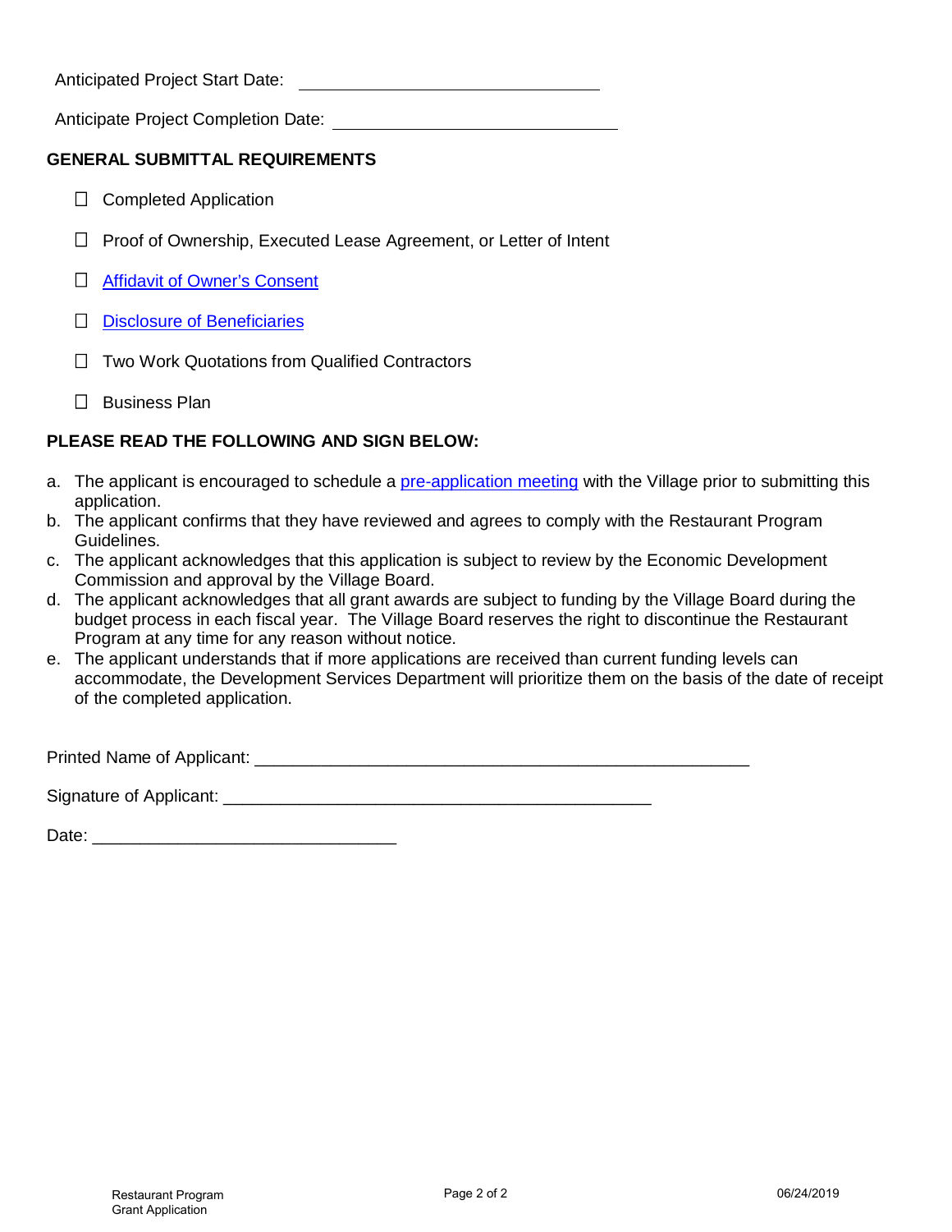Anticipated Project Start Date: ______________________________

Anticipate Project Completion Date: ______________________________

## GENERAL SUBMITTAL REQUIREMENTS

- ☐ Completed Application
- ☐ Proof of Ownership, Executed Lease Agreement, or Letter of Intent
- ☐ Affidavit of Owner's Consent
- ☐ Disclosure of Beneficiaries
- ☐ Two Work Quotations from Qualified Contractors
- ☐ Business Plan

## PLEASE READ THE FOLLOWING AND SIGN BELOW:

a. The applicant is encouraged to schedule a pre-application meeting with the Village prior to submitting this application.
b. The applicant confirms that they have reviewed and agrees to comply with the Restaurant Program Guidelines.
c. The applicant acknowledges that this application is subject to review by the Economic Development Commission and approval by the Village Board.
d. The applicant acknowledges that all grant awards are subject to funding by the Village Board during the budget process in each fiscal year. The Village Board reserves the right to discontinue the Restaurant Program at any time for any reason without notice.
e. The applicant understands that if more applications are received than current funding levels can accommodate, the Development Services Department will prioritize them on the basis of the date of receipt of the completed application.

Printed Name of Applicant: ____________________________________________________

Signature of Applicant: ____________________________________________

Date: ______________________________